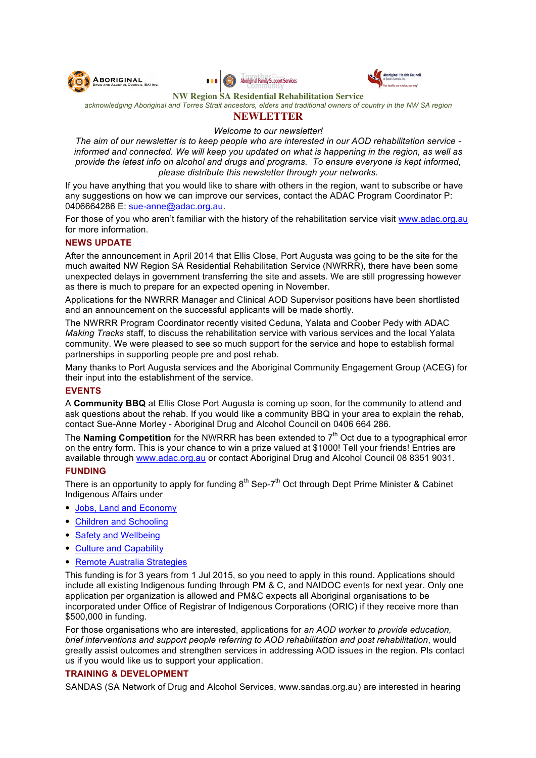**NW Region SA Residential Rehabilitation Service**

*acknowledging Aboriginal and Torres Strait ancestors, elders and traditional owners of country in the NW SA region*

# NEWSLETTER

*Welcome to our newsletter!*

*The aim of our newsletter is to keep people who are interested in our AOD rehabilitation service - informed and connected. We will keep you updated on what is happening in the region, as well as provide the latest info on alcohol and drugs and programs. To ensure everyone is kept informed, please distribute this newsletter through your networks.*

If you have anything that you would like to share with others in the region, want to subscribe or have any suggestions on how we can improve our services, contact the ADAC Program Coordinator P: 0406664286 E: sue-anne@adac.org.au.

For those of you who aren't familiar with the history of the rehabilitation service visit www.adac.org.au for more information.

## NEWS UPDATE

After the announcement in April 2014 that Ellis Close, Port Augusta was going to be the site for the much awaited NW Region SA Residential Rehabilitation Service (NWRRR), there have been some unexpected delays in government transferring the site and assets. We are still progressing however as there is much to prepare for an expected opening in November.

Applications for the NWRRR Manager and Clinical AOD Supervisor positions have been shortlisted and an announcement on the successful applicants will be made shortly.

The NWRRR Program Coordinator recently visited Ceduna, Yalata and Coober Pedy with ADAC *Making Tracks* staff, to discuss the rehabilitation service with various services and the local Yalata community. We were pleased to see so much support for the service and hope to establish formal partnerships in supporting people pre and post rehab.

Many thanks to Port Augusta services and the Aboriginal Community Engagement Group (ACEG) for their input into the establishment of the service.

## EVENTS

A **Community BBQ** at Ellis Close Port Augusta is coming up soon, for the community to attend and ask questions about the rehab. If you would like a community BBQ in your area to explain the rehab, contact Sue-Anne Morley - Aboriginal Drug and Alcohol Council on 0406 664 286.

The **Naming Competition** for the NWRRR has been extended to 7th Oct due to a typographical error on the entry form. This is your chance to win a prize valued at $1000! Tell your friends! Entries are available through www.adac.org.au or contact Aboriginal Drug and Alcohol Council 08 8351 9031.

## FUNDING

There is an opportunity to apply for funding 8th Sep-7th Oct through Dept Prime Minister & Cabinet Indigenous Affairs under

- Jobs, Land and Economy
- Children and Schooling
- Safety and Wellbeing
- Culture and Capability
- Remote Australia Strategies

This funding is for 3 years from 1 Jul 2015, so you need to apply in this round. Applications should include all existing Indigenous funding through PM & C, and NAIDOC events for next year. Only one application per organization is allowed and PM&C expects all Aboriginal organisations to be incorporated under Office of Registrar of Indigenous Corporations (ORIC) if they receive more than $500,000 in funding.

For those organisations who are interested, applications for *an AOD worker to provide education, brief interventions and support people referring to AOD rehabilitation and post rehabilitation*, would greatly assist outcomes and strengthen services in addressing AOD issues in the region. Pls contact us if you would like us to support your application.

## TRAINING & DEVELOPMENT

SANDAS (SA Network of Drug and Alcohol Services, www.sandas.org.au) are interested in hearing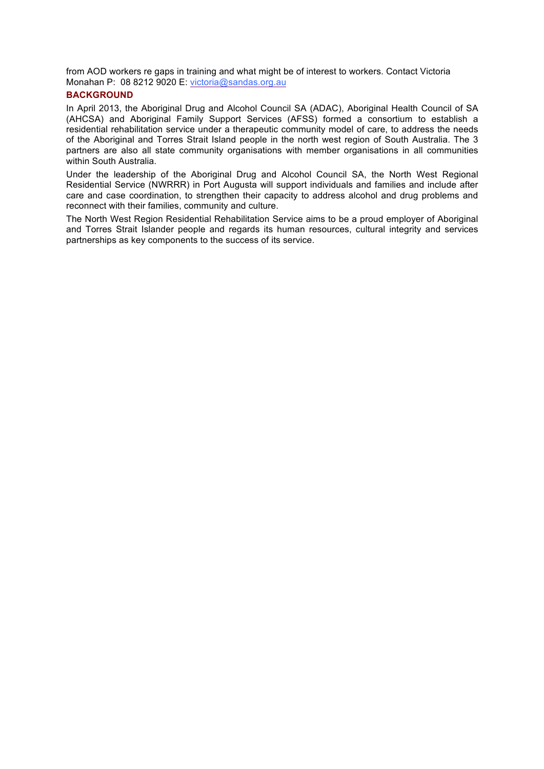from AOD workers re gaps in training and what might be of interest to workers. Contact Victoria Monahan P: 08 8212 9020 E: victoria@sandas.org.au

## BACKGROUND

In April 2013, the Aboriginal Drug and Alcohol Council SA (ADAC), Aboriginal Health Council of SA (AHCSA) and Aboriginal Family Support Services (AFSS) formed a consortium to establish a residential rehabilitation service under a therapeutic community model of care, to address the needs of the Aboriginal and Torres Strait Island people in the north west region of South Australia. The 3 partners are also all state community organisations with member organisations in all communities within South Australia.

Under the leadership of the Aboriginal Drug and Alcohol Council SA, the North West Regional Residential Service (NWRRR) in Port Augusta will support individuals and families and include after care and case coordination, to strengthen their capacity to address alcohol and drug problems and reconnect with their families, community and culture.

The North West Region Residential Rehabilitation Service aims to be a proud employer of Aboriginal and Torres Strait Islander people and regards its human resources, cultural integrity and services partnerships as key components to the success of its service.